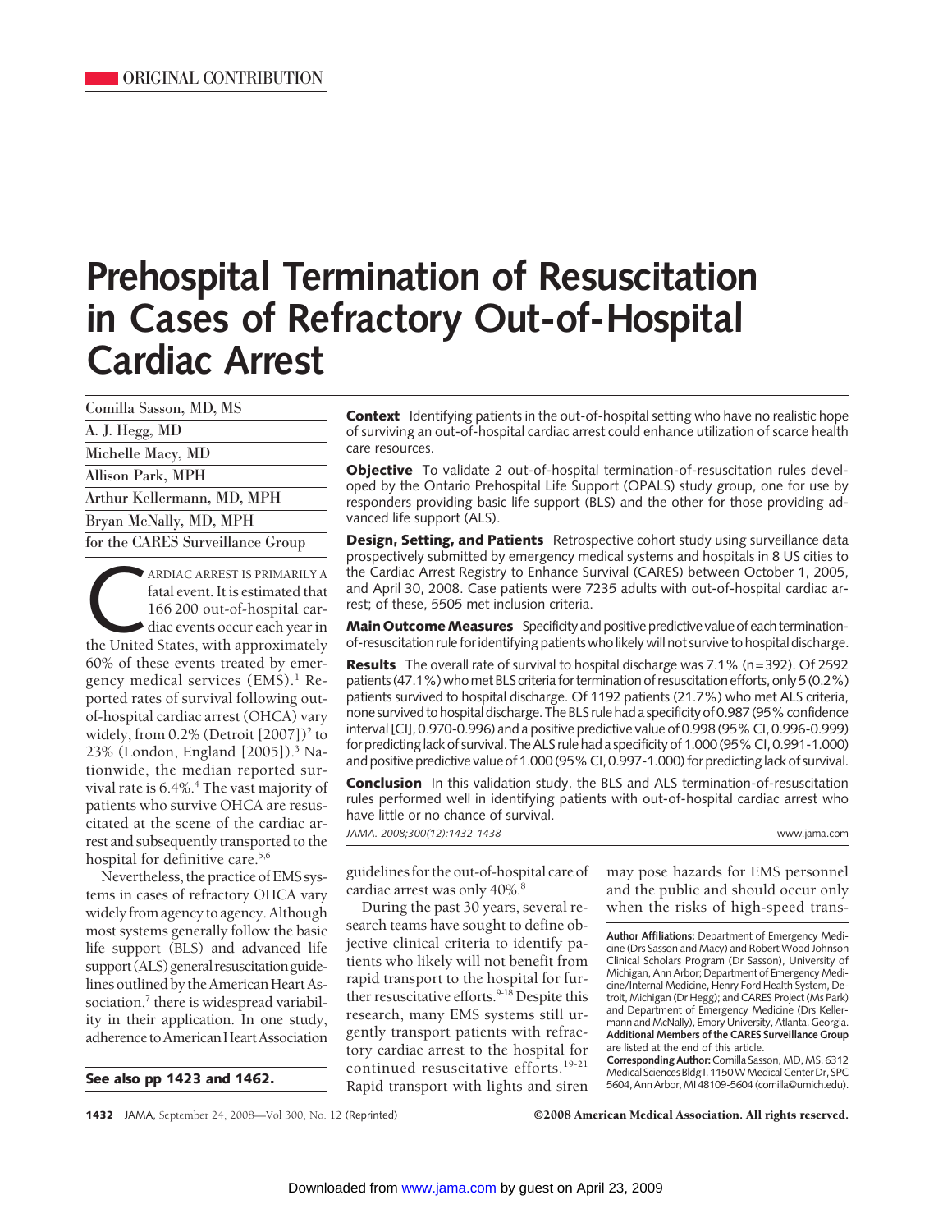ORIGINAL CONTRIBUTION

# Prehospital Termination of Resuscitation in Cases of Refractory Out-of-Hospital Cardiac Arrest

Comilla Sasson, MD, MS
A. J. Hegg, MD
Michelle Macy, MD
Allison Park, MPH
Arthur Kellermann, MD, MPH
Bryan McNally, MD, MPH
for the CARES Surveillance Group

**Context** Identifying patients in the out-of-hospital setting who have no realistic hope of surviving an out-of-hospital cardiac arrest could enhance utilization of scarce health care resources.

**Objective** To validate 2 out-of-hospital termination-of-resuscitation rules developed by the Ontario Prehospital Life Support (OPALS) study group, one for use by responders providing basic life support (BLS) and the other for those providing advanced life support (ALS).

**Design, Setting, and Patients** Retrospective cohort study using surveillance data prospectively submitted by emergency medical systems and hospitals in 8 US cities to the Cardiac Arrest Registry to Enhance Survival (CARES) between October 1, 2005, and April 30, 2008. Case patients were 7235 adults with out-of-hospital cardiac arrest; of these, 5505 met inclusion criteria.

**Main Outcome Measures** Specificity and positive predictive value of each termination-of-resuscitation rule for identifying patients who likely will not survive to hospital discharge.

**Results** The overall rate of survival to hospital discharge was 7.1% (n=392). Of 2592 patients (47.1%) who met BLS criteria for termination of resuscitation efforts, only 5 (0.2%) patients survived to hospital discharge. Of 1192 patients (21.7%) who met ALS criteria, none survived to hospital discharge. The BLS rule had a specificity of 0.987 (95% confidence interval [CI], 0.970-0.996) and a positive predictive value of 0.998 (95% CI, 0.996-0.999) for predicting lack of survival. The ALS rule had a specificity of 1.000 (95% CI, 0.991-1.000) and positive predictive value of 1.000 (95% CI, 0.997-1.000) for predicting lack of survival.

**Conclusion** In this validation study, the BLS and ALS termination-of-resuscitation rules performed well in identifying patients with out-of-hospital cardiac arrest who have little or no chance of survival.

*JAMA. 2008;300(12):1432-1438* www.jama.com

Cardiac arrest is primarily a fatal event. It is estimated that 166 200 out-of-hospital cardiac events occur each year in the United States, with approximately 60% of these events treated by emergency medical services (EMS).[1] Reported rates of survival following out-of-hospital cardiac arrest (OHCA) vary widely, from 0.2% (Detroit [2007])[2] to 23% (London, England [2005]).[3] Nationwide, the median reported survival rate is 6.4%.[4] The vast majority of patients who survive OHCA are resuscitated at the scene of the cardiac arrest and subsequently transported to the hospital for definitive care.[5,6]

Nevertheless, the practice of EMS systems in cases of refractory OHCA vary widely from agency to agency. Although most systems generally follow the basic life support (BLS) and advanced life support (ALS) general resuscitation guidelines outlined by the American Heart Association,[7] there is widespread variability in their application. In one study, adherence to American Heart Association guidelines for the out-of-hospital care of cardiac arrest was only 40%.[8]

During the past 30 years, several research teams have sought to define objective clinical criteria to identify patients who likely will not benefit from rapid transport to the hospital for further resuscitative efforts.[9-18] Despite this research, many EMS systems still urgently transport patients with refractory cardiac arrest to the hospital for continued resuscitative efforts.[19-21] Rapid transport with lights and siren may pose hazards for EMS personnel and the public and should occur only when the risks of high-speed trans-

**See also pp 1423 and 1462.**

**Author Affiliations:** Department of Emergency Medicine (Drs Sasson and Macy) and Robert Wood Johnson Clinical Scholars Program (Dr Sasson), University of Michigan, Ann Arbor; Department of Emergency Medicine/Internal Medicine, Henry Ford Health System, Detroit, Michigan (Dr Hegg); and CARES Project (Ms Park) and Department of Emergency Medicine (Drs Kellermann and McNally), Emory University, Atlanta, Georgia. **Additional Members of the CARES Surveillance Group** are listed at the end of this article.

**Corresponding Author:** Comilla Sasson, MD, MS, 6312 Medical Sciences Bldg I, 1150 W Medical Center Dr, SPC 5604, Ann Arbor, MI 48109-5604 (comilla@umich.edu).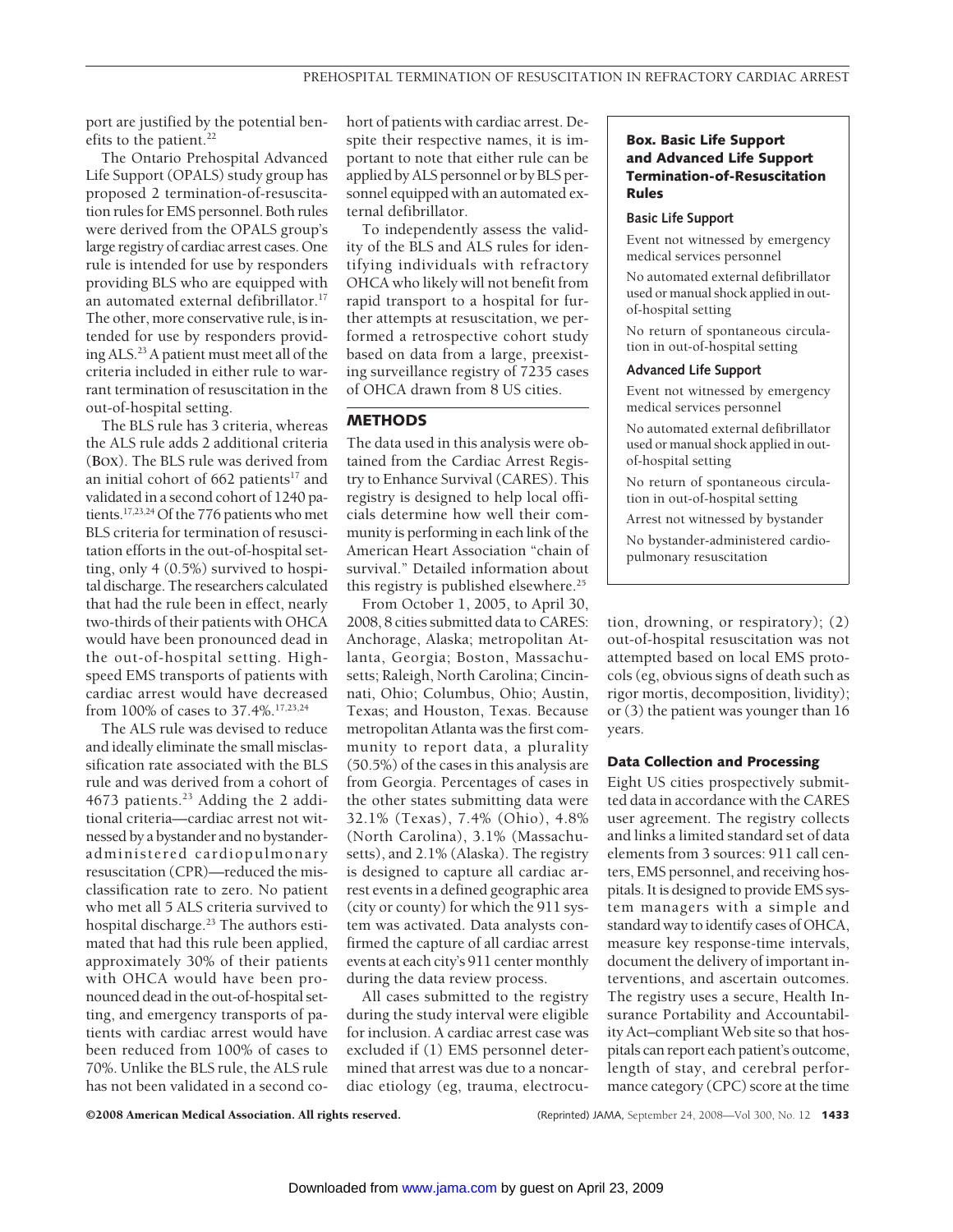port are justified by the potential benefits to the patient.[22]

The Ontario Prehospital Advanced Life Support (OPALS) study group has proposed 2 termination-of-resuscitation rules for EMS personnel. Both rules were derived from the OPALS group's large registry of cardiac arrest cases. One rule is intended for use by responders providing BLS who are equipped with an automated external defibrillator.[17] The other, more conservative rule, is intended for use by responders providing ALS.[23] A patient must meet all of the criteria included in either rule to warrant termination of resuscitation in the out-of-hospital setting.

The BLS rule has 3 criteria, whereas the ALS rule adds 2 additional criteria (BOX). The BLS rule was derived from an initial cohort of 662 patients[17] and validated in a second cohort of 1240 patients.[17,23,24] Of the 776 patients who met BLS criteria for termination of resuscitation efforts in the out-of-hospital setting, only 4 (0.5%) survived to hospital discharge. The researchers calculated that had the rule been in effect, nearly two-thirds of their patients with OHCA would have been pronounced dead in the out-of-hospital setting. High-speed EMS transports of patients with cardiac arrest would have decreased from 100% of cases to 37.4%.[17,23,24]

The ALS rule was devised to reduce and ideally eliminate the small misclassification rate associated with the BLS rule and was derived from a cohort of 4673 patients.[23] Adding the 2 additional criteria—cardiac arrest not witnessed by a bystander and no bystander-administered cardiopulmonary resuscitation (CPR)—reduced the misclassification rate to zero. No patient who met all 5 ALS criteria survived to hospital discharge.[23] The authors estimated that had this rule been applied, approximately 30% of their patients with OHCA would have been pronounced dead in the out-of-hospital setting, and emergency transports of patients with cardiac arrest would have been reduced from 100% of cases to 70%. Unlike the BLS rule, the ALS rule has not been validated in a second cohort of patients with cardiac arrest. Despite their respective names, it is important to note that either rule can be applied by ALS personnel or by BLS personnel equipped with an automated external defibrillator.

To independently assess the validity of the BLS and ALS rules for identifying individuals with refractory OHCA who likely will not benefit from rapid transport to a hospital for further attempts at resuscitation, we performed a retrospective cohort study based on data from a large, preexisting surveillance registry of 7235 cases of OHCA drawn from 8 US cities.

**Box. Basic Life Support and Advanced Life Support Termination-of-Resuscitation Rules**

**Basic Life Support**

- Event not witnessed by emergency medical services personnel
- No automated external defibrillator used or manual shock applied in out-of-hospital setting
- No return of spontaneous circulation in out-of-hospital setting

**Advanced Life Support**

- Event not witnessed by emergency medical services personnel
- No automated external defibrillator used or manual shock applied in out-of-hospital setting
- No return of spontaneous circulation in out-of-hospital setting
- Arrest not witnessed by bystander
- No bystander-administered cardiopulmonary resuscitation

## METHODS

The data used in this analysis were obtained from the Cardiac Arrest Registry to Enhance Survival (CARES). This registry is designed to help local officials determine how well their community is performing in each link of the American Heart Association "chain of survival." Detailed information about this registry is published elsewhere.[25]

From October 1, 2005, to April 30, 2008, 8 cities submitted data to CARES: Anchorage, Alaska; metropolitan Atlanta, Georgia; Boston, Massachusetts; Raleigh, North Carolina; Cincinnati, Ohio; Columbus, Ohio; Austin, Texas; and Houston, Texas. Because metropolitan Atlanta was the first community to report data, a plurality (50.5%) of the cases in this analysis are from Georgia. Percentages of cases in the other states submitting data were 32.1% (Texas), 7.4% (Ohio), 4.8% (North Carolina), 3.1% (Massachusetts), and 2.1% (Alaska). The registry is designed to capture all cardiac arrest events in a defined geographic area (city or county) for which the 911 system was activated. Data analysts confirmed the capture of all cardiac arrest events at each city's 911 center monthly during the data review process.

All cases submitted to the registry during the study interval were eligible for inclusion. A cardiac arrest case was excluded if (1) EMS personnel determined that arrest was due to a noncardiac etiology (eg, trauma, electrocution, drowning, or respiratory); (2) out-of-hospital resuscitation was not attempted based on local EMS protocols (eg, obvious signs of death such as rigor mortis, decomposition, lividity); or (3) the patient was younger than 16 years.

### Data Collection and Processing

Eight US cities prospectively submitted data in accordance with the CARES user agreement. The registry collects and links a limited standard set of data elements from 3 sources: 911 call centers, EMS personnel, and receiving hospitals. It is designed to provide EMS system managers with a simple and standard way to identify cases of OHCA, measure key response-time intervals, document the delivery of important interventions, and ascertain outcomes. The registry uses a secure, Health Insurance Portability and Accountability Act–compliant Web site so that hospitals can report each patient's outcome, length of stay, and cerebral performance category (CPC) score at the time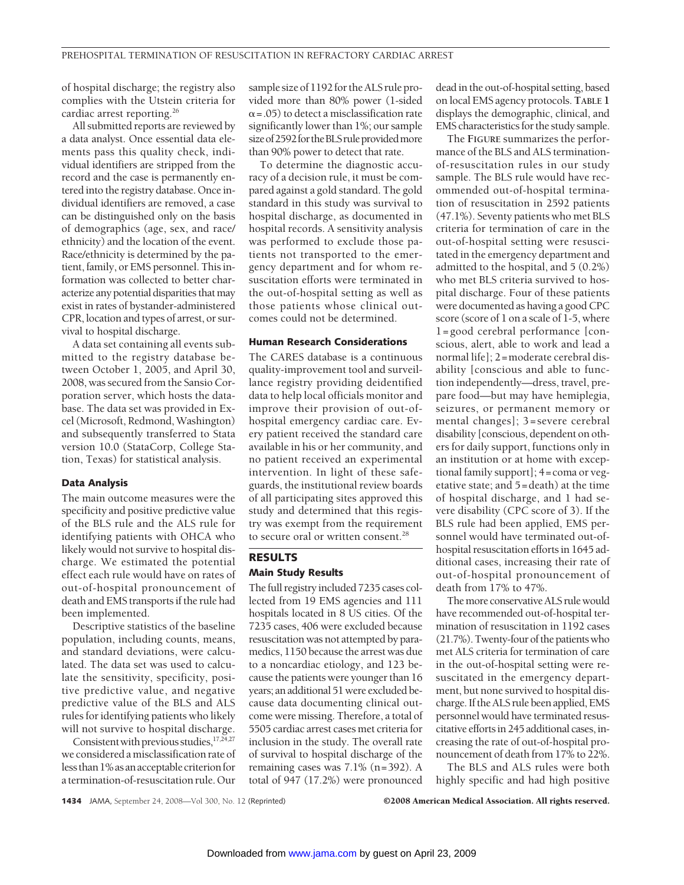of hospital discharge; the registry also complies with the Utstein criteria for cardiac arrest reporting.[26]

All submitted reports are reviewed by a data analyst. Once essential data elements pass this quality check, individual identifiers are stripped from the record and the case is permanently entered into the registry database. Once individual identifiers are removed, a case can be distinguished only on the basis of demographics (age, sex, and race/ethnicity) and the location of the event. Race/ethnicity is determined by the patient, family, or EMS personnel. This information was collected to better characterize any potential disparities that may exist in rates of bystander-administered CPR, location and types of arrest, or survival to hospital discharge.

A data set containing all events submitted to the registry database between October 1, 2005, and April 30, 2008, was secured from the Sansio Corporation server, which hosts the database. The data set was provided in Excel (Microsoft, Redmond, Washington) and subsequently transferred to Stata version 10.0 (StataCorp, College Station, Texas) for statistical analysis.

### Data Analysis

The main outcome measures were the specificity and positive predictive value of the BLS rule and the ALS rule for identifying patients with OHCA who likely would not survive to hospital discharge. We estimated the potential effect each rule would have on rates of out-of-hospital pronouncement of death and EMS transports if the rule had been implemented.

Descriptive statistics of the baseline population, including counts, means, and standard deviations, were calculated. The data set was used to calculate the sensitivity, specificity, positive predictive value, and negative predictive value of the BLS and ALS rules for identifying patients who likely will not survive to hospital discharge.

Consistent with previous studies,[17,24,27] we considered a misclassification rate of less than 1% as an acceptable criterion for a termination-of-resuscitation rule. Our sample size of 1192 for the ALS rule provided more than 80% power (1-sided $\alpha = .05$) to detect a misclassification rate significantly lower than 1%; our sample size of 2592 for the BLS rule provided more than 90% power to detect that rate.

To determine the diagnostic accuracy of a decision rule, it must be compared against a gold standard. The gold standard in this study was survival to hospital discharge, as documented in hospital records. A sensitivity analysis was performed to exclude those patients not transported to the emergency department and for whom resuscitation efforts were terminated in the out-of-hospital setting as well as those patients whose clinical outcomes could not be determined.

### Human Research Considerations

The CARES database is a continuous quality-improvement tool and surveillance registry providing deidentified data to help local officials monitor and improve their provision of out-of-hospital emergency cardiac care. Every patient received the standard care available in his or her community, and no patient received an experimental intervention. In light of these safeguards, the institutional review boards of all participating sites approved this study and determined that this registry was exempt from the requirement to secure oral or written consent.[28]

## RESULTS

### Main Study Results

The full registry included 7235 cases collected from 19 EMS agencies and 111 hospitals located in 8 US cities. Of the 7235 cases, 406 were excluded because resuscitation was not attempted by paramedics, 1150 because the arrest was due to a noncardiac etiology, and 123 because the patients were younger than 16 years; an additional 51 were excluded because data documenting clinical outcome were missing. Therefore, a total of 5505 cardiac arrest cases met criteria for inclusion in the study. The overall rate of survival to hospital discharge of the remaining cases was 7.1% (n=392). A total of 947 (17.2%) were pronounced dead in the out-of-hospital setting, based on local EMS agency protocols. **TABLE 1** displays the demographic, clinical, and EMS characteristics for the study sample.

The **FIGURE** summarizes the performance of the BLS and ALS termination-of-resuscitation rules in our study sample. The BLS rule would have recommended out-of-hospital termination of resuscitation in 2592 patients (47.1%). Seventy patients who met BLS criteria for termination of care in the out-of-hospital setting were resuscitated in the emergency department and admitted to the hospital, and 5 (0.2%) who met BLS criteria survived to hospital discharge. Four of these patients were documented as having a good CPC score (score of 1 on a scale of 1-5, where 1=good cerebral performance [conscious, alert, able to work and lead a normal life]; 2=moderate cerebral disability [conscious and able to function independently—dress, travel, prepare food—but may have hemiplegia, seizures, or permanent memory or mental changes]; 3=severe cerebral disability [conscious, dependent on others for daily support, functions only in an institution or at home with exceptional family support]; 4=coma or vegetative state; and 5=death) at the time of hospital discharge, and 1 had severe disability (CPC score of 3). If the BLS rule had been applied, EMS personnel would have terminated out-of-hospital resuscitation efforts in 1645 additional cases, increasing their rate of out-of-hospital pronouncement of death from 17% to 47%.

The more conservative ALS rule would have recommended out-of-hospital termination of resuscitation in 1192 cases (21.7%). Twenty-four of the patients who met ALS criteria for termination of care in the out-of-hospital setting were resuscitated in the emergency department, but none survived to hospital discharge. If the ALS rule been applied, EMS personnel would have terminated resuscitative efforts in 245 additional cases, increasing the rate of out-of-hospital pronouncement of death from 17% to 22%.

The BLS and ALS rules were both highly specific and had high positive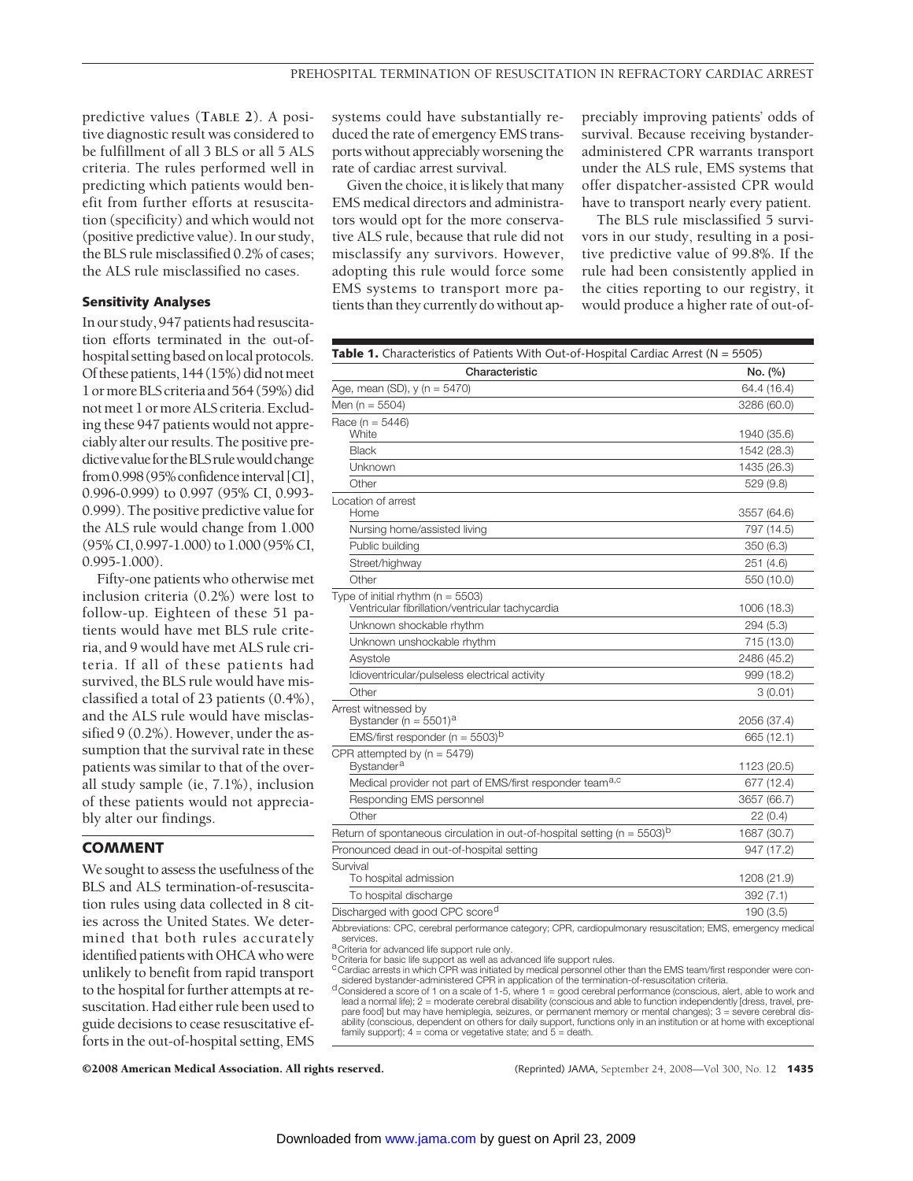predictive values (**TABLE 2**). A positive diagnostic result was considered to be fulfillment of all 3 BLS or all 5 ALS criteria. The rules performed well in predicting which patients would benefit from further efforts at resuscitation (specificity) and which would not (positive predictive value). In our study, the BLS rule misclassified 0.2% of cases; the ALS rule misclassified no cases.

### Sensitivity Analyses

In our study, 947 patients had resuscitation efforts terminated in the out-of-hospital setting based on local protocols. Of these patients, 144 (15%) did not meet 1 or more BLS criteria and 564 (59%) did not meet 1 or more ALS criteria. Excluding these 947 patients would not appreciably alter our results. The positive predictive value for the BLS rule would change from 0.998 (95% confidence interval [CI], 0.996-0.999) to 0.997 (95% CI, 0.993-0.999). The positive predictive value for the ALS rule would change from 1.000 (95% CI, 0.997-1.000) to 1.000 (95% CI, 0.995-1.000).

Fifty-one patients who otherwise met inclusion criteria (0.2%) were lost to follow-up. Eighteen of these 51 patients would have met BLS rule criteria, and 9 would have met ALS rule criteria. If all of these patients had survived, the BLS rule would have misclassified a total of 23 patients (0.4%), and the ALS rule would have misclassified 9 (0.2%). However, under the assumption that the survival rate in these patients was similar to that of the overall study sample (ie, 7.1%), inclusion of these patients would not appreciably alter our findings.

## COMMENT

We sought to assess the usefulness of the BLS and ALS termination-of-resuscitation rules using data collected in 8 cities across the United States. We determined that both rules accurately identified patients with OHCA who were unlikely to benefit from rapid transport to the hospital for further attempts at resuscitation. Had either rule been used to guide decisions to cease resuscitative efforts in the out-of-hospital setting, EMS systems could have substantially reduced the rate of emergency EMS transports without appreciably worsening the rate of cardiac arrest survival.

Given the choice, it is likely that many EMS medical directors and administrators would opt for the more conservative ALS rule, because that rule did not misclassify any survivors. However, adopting this rule would force some EMS systems to transport more patients than they currently do without appreciably improving patients' odds of survival. Because receiving bystander-administered CPR warrants transport under the ALS rule, EMS systems that offer dispatcher-assisted CPR would have to transport nearly every patient.

The BLS rule misclassified 5 survivors in our study, resulting in a positive predictive value of 99.8%. If the rule had been consistently applied in the cities reporting to our registry, it would produce a higher rate of out-of-

**Table 1.** Characteristics of Patients With Out-of-Hospital Cardiac Arrest (N = 5505)

| Characteristic | No. (%) |
|---|---|
| Age, mean (SD), y (n = 5470) | 64.4 (16.4) |
| Men (n = 5504) | 3286 (60.0) |
| Race (n = 5446) | |
| White | 1940 (35.6) |
| Black | 1542 (28.3) |
| Unknown | 1435 (26.3) |
| Other | 529 (9.8) |
| Location of arrest | |
| Home | 3557 (64.6) |
| Nursing home/assisted living | 797 (14.5) |
| Public building | 350 (6.3) |
| Street/highway | 251 (4.6) |
| Other | 550 (10.0) |
| Type of initial rhythm (n = 5503) | |
| Ventricular fibrillation/ventricular tachycardia | 1006 (18.3) |
| Unknown shockable rhythm | 294 (5.3) |
| Unknown unshockable rhythm | 715 (13.0) |
| Asystole | 2486 (45.2) |
| Idioventricular/pulseless electrical activity | 999 (18.2) |
| Other | 3 (0.01) |
| Arrest witnessed by | |
| Bystander (n = 5501)[a] | 2056 (37.4) |
| EMS/first responder (n = 5503)[b] | 665 (12.1) |
| CPR attempted by (n = 5479) | |
| Bystander[a] | 1123 (20.5) |
| Medical provider not part of EMS/first responder team[a,c] | 677 (12.4) |
| Responding EMS personnel | 3657 (66.7) |
| Other | 22 (0.4) |
| Return of spontaneous circulation in out-of-hospital setting (n = 5503)[b] | 1687 (30.7) |
| Pronounced dead in out-of-hospital setting | 947 (17.2) |
| Survival | |
| To hospital admission | 1208 (21.9) |
| To hospital discharge | 392 (7.1) |
| Discharged with good CPC score[d] | 190 (3.5) |

Abbreviations: CPC, cerebral performance category; CPR, cardiopulmonary resuscitation; EMS, emergency medical services.

[a] Criteria for advanced life support rule only.

[b] Criteria for basic life support as well as advanced life support rules.

[c] Cardiac arrests in which CPR was initiated by medical personnel other than the EMS team/first responder were considered bystander-administered CPR in application of the termination-of-resuscitation criteria.

[d] Considered a score of 1 on a scale of 1-5, where 1 = good cerebral performance (conscious, alert, able to work and lead a normal life); 2 = moderate cerebral disability (conscious and able to function independently [dress, travel, prepare food] but may have hemiplegia, seizures, or permanent memory or mental changes); 3 = severe cerebral disability (conscious, dependent on others for daily support, functions only in an institution or at home with exceptional family support); 4 = coma or vegetative state; and 5 = death.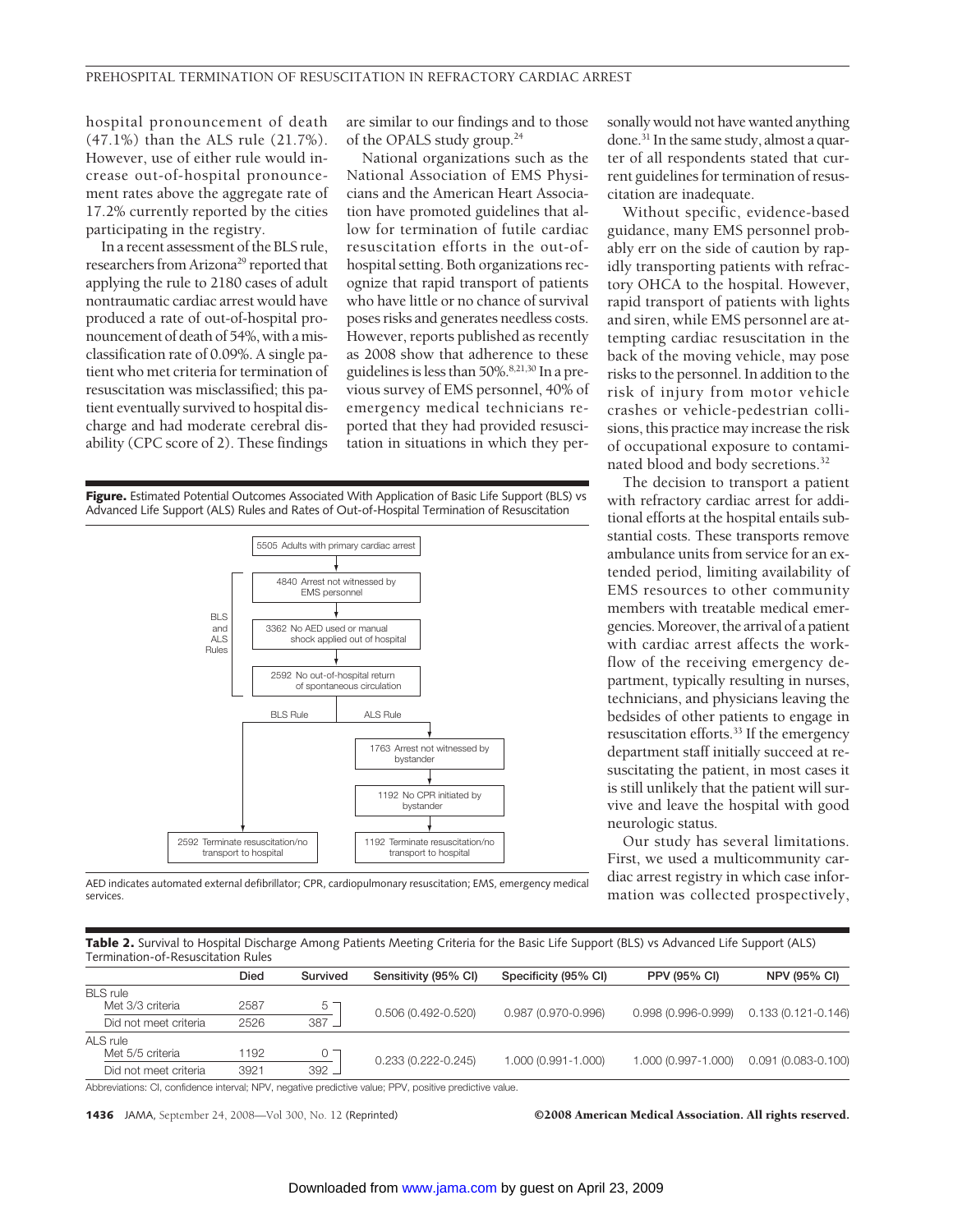hospital pronouncement of death (47.1%) than the ALS rule (21.7%). However, use of either rule would increase out-of-hospital pronouncement rates above the aggregate rate of 17.2% currently reported by the cities participating in the registry.

In a recent assessment of the BLS rule, researchers from Arizona[29] reported that applying the rule to 2180 cases of adult nontraumatic cardiac arrest would have produced a rate of out-of-hospital pronouncement of death of 54%, with a misclassification rate of 0.09%. A single patient who met criteria for termination of resuscitation was misclassified; this patient eventually survived to hospital discharge and had moderate cerebral disability (CPC score of 2). These findings are similar to our findings and to those of the OPALS study group.[24]

National organizations such as the National Association of EMS Physicians and the American Heart Association have promoted guidelines that allow for termination of futile cardiac resuscitation efforts in the out-of-hospital setting. Both organizations recognize that rapid transport of patients who have little or no chance of survival poses risks and generates needless costs. However, reports published as recently as 2008 show that adherence to these guidelines is less than 50%.[8,21,30] In a previous survey of EMS personnel, 40% of emergency medical technicians reported that they had provided resuscitation in situations in which they personally would not have wanted anything done.[31] In the same study, almost a quarter of all respondents stated that current guidelines for termination of resuscitation are inadequate.

Without specific, evidence-based guidance, many EMS personnel probably err on the side of caution by rapidly transporting patients with refractory OHCA to the hospital. However, rapid transport of patients with lights and siren, while EMS personnel are attempting cardiac resuscitation in the back of the moving vehicle, may pose risks to the personnel. In addition to the risk of injury from motor vehicle crashes or vehicle-pedestrian collisions, this practice may increase the risk of occupational exposure to contaminated blood and body secretions.[32]

The decision to transport a patient with refractory cardiac arrest for additional efforts at the hospital entails substantial costs. These transports remove ambulance units from service for an extended period, limiting availability of EMS resources to other community members with treatable medical emergencies. Moreover, the arrival of a patient with cardiac arrest affects the workflow of the receiving emergency department, typically resulting in nurses, technicians, and physicians leaving the bedsides of other patients to engage in resuscitation efforts.[33] If the emergency department staff initially succeed at resuscitating the patient, in most cases it is still unlikely that the patient will survive and leave the hospital with good neurologic status.

Our study has several limitations. First, we used a multicommunity cardiac arrest registry in which case information was collected prospectively,

**Figure.** Estimated Potential Outcomes Associated With Application of Basic Life Support (BLS) vs Advanced Life Support (ALS) Rules and Rates of Out-of-Hospital Termination of Resuscitation

5505 Adults with primary cardiac arrest

BLS and ALS Rules

4840 Arrest not witnessed by EMS personnel

3362 No AED used or manual shock applied out of hospital

2592 No out-of-hospital return of spontaneous circulation

BLS Rule

ALS Rule

1763 Arrest not witnessed by bystander

1192 No CPR initiated by bystander

2592 Terminate resuscitation/no transport to hospital

1192 Terminate resuscitation/no transport to hospital

AED indicates automated external defibrillator; CPR, cardiopulmonary resuscitation; EMS, emergency medical services.

**Table 2.** Survival to Hospital Discharge Among Patients Meeting Criteria for the Basic Life Support (BLS) vs Advanced Life Support (ALS) Termination-of-Resuscitation Rules

| | Died | Survived | Sensitivity (95% CI) | Specificity (95% CI) | PPV (95% CI) | NPV (95% CI) |
|---|---|---|---|---|---|---|
| BLS rule | | | | | | |
| Met 3/3 criteria | 2587 | 5 | 0.506 (0.492-0.520) | 0.987 (0.970-0.996) | 0.998 (0.996-0.999) | 0.133 (0.121-0.146) |
| Did not meet criteria | 2526 | 387 | | | | |
| ALS rule | | | | | | |
| Met 5/5 criteria | 1192 | 0 | 0.233 (0.222-0.245) | 1.000 (0.991-1.000) | 1.000 (0.997-1.000) | 0.091 (0.083-0.100) |
| Did not meet criteria | 3921 | 392 | | | | |

Abbreviations: CI, confidence interval; NPV, negative predictive value; PPV, positive predictive value.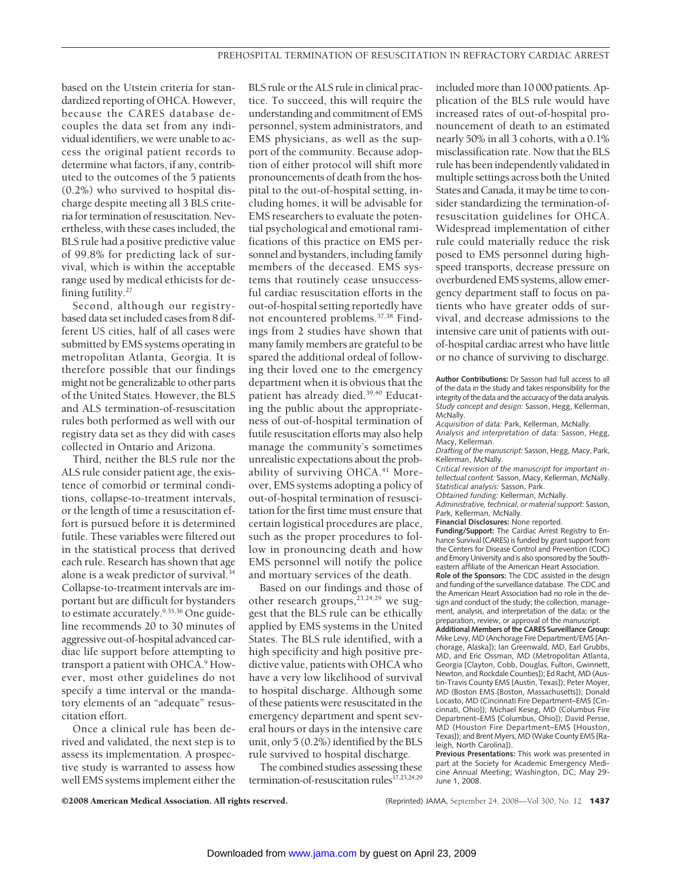based on the Utstein criteria for standardized reporting of OHCA. However, because the CARES database decouples the data set from any individual identifiers, we were unable to access the original patient records to determine what factors, if any, contributed to the outcomes of the 5 patients (0.2%) who survived to hospital discharge despite meeting all 3 BLS criteria for termination of resuscitation. Nevertheless, with these cases included, the BLS rule had a positive predictive value of 99.8% for predicting lack of survival, which is within the acceptable range used by medical ethicists for defining futility.[27]

Second, although our registry-based data set included cases from 8 different US cities, half of all cases were submitted by EMS systems operating in metropolitan Atlanta, Georgia. It is therefore possible that our findings might not be generalizable to other parts of the United States. However, the BLS and ALS termination-of-resuscitation rules both performed as well with our registry data set as they did with cases collected in Ontario and Arizona.

Third, neither the BLS rule nor the ALS rule consider patient age, the existence of comorbid or terminal conditions, collapse-to-treatment intervals, or the length of time a resuscitation effort is pursued before it is determined futile. These variables were filtered out in the statistical process that derived each rule. Research has shown that age alone is a weak predictor of survival.[34] Collapse-to-treatment intervals are important but are difficult for bystanders to estimate accurately.[9,35,36] One guideline recommends 20 to 30 minutes of aggressive out-of-hospital advanced cardiac life support before attempting to transport a patient with OHCA.[9] However, most other guidelines do not specify a time interval or the mandatory elements of an "adequate" resuscitation effort.

Once a clinical rule has been derived and validated, the next step is to assess its implementation. A prospective study is warranted to assess how well EMS systems implement either the BLS rule or the ALS rule in clinical practice. To succeed, this will require the understanding and commitment of EMS personnel, system administrators, and EMS physicians, as well as the support of the community. Because adoption of either protocol will shift more pronouncements of death from the hospital to the out-of-hospital setting, including homes, it will be advisable for EMS researchers to evaluate the potential psychological and emotional ramifications of this practice on EMS personnel and bystanders, including family members of the deceased. EMS systems that routinely cease unsuccessful cardiac resuscitation efforts in the out-of-hospital setting reportedly have not encountered problems.[37,38] Findings from 2 studies have shown that many family members are grateful to be spared the additional ordeal of following their loved one to the emergency department when it is obvious that the patient has already died.[39,40] Educating the public about the appropriateness of out-of-hospital termination of futile resuscitation efforts may also help manage the community's sometimes unrealistic expectations about the probability of surviving OHCA.[41] Moreover, EMS systems adopting a policy of out-of-hospital termination of resuscitation for the first time must ensure that certain logistical procedures are place, such as the proper procedures to follow in pronouncing death and how EMS personnel will notify the police and mortuary services of the death.

Based on our findings and those of other research groups,[23,24,29] we suggest that the BLS rule can be ethically applied by EMS systems in the United States. The BLS rule identified, with a high specificity and high positive predictive value, patients with OHCA who have a very low likelihood of survival to hospital discharge. Although some of these patients were resuscitated in the emergency department and spent several hours or days in the intensive care unit, only 5 (0.2%) identified by the BLS rule survived to hospital discharge.

The combined studies assessing these termination-of-resuscitation rules[17,23,24,29] included more than 10 000 patients. Application of the BLS rule would have increased rates of out-of-hospital pronouncement of death to an estimated nearly 50% in all 3 cohorts, with a 0.1% misclassification rate. Now that the BLS rule has been independently validated in multiple settings across both the United States and Canada, it may be time to consider standardizing the termination-of-resuscitation guidelines for OHCA. Widespread implementation of either rule could materially reduce the risk posed to EMS personnel during high-speed transports, decrease pressure on overburdened EMS systems, allow emergency department staff to focus on patients who have greater odds of survival, and decrease admissions to the intensive care unit of patients with out-of-hospital cardiac arrest who have little or no chance of surviving to discharge.

**Author Contributions:** Dr Sasson had full access to all of the data in the study and takes responsibility for the integrity of the data and the accuracy of the data analysis.
*Study concept and design:* Sasson, Hegg, Kellerman, McNally.
*Acquisition of data:* Park, Kellerman, McNally.
*Analysis and interpretation of data:* Sasson, Hegg, Macy, Kellerman.
*Drafting of the manuscript:* Sasson, Hegg, Macy, Park, Kellerman, McNally.
*Critical revision of the manuscript for important intellectual content:* Sasson, Macy, Kellerman, McNally.
*Statistical analysis:* Sasson, Park.
*Obtained funding:* Kellerman, McNally.
*Administrative, technical, or material support:* Sasson, Park, Kellerman, McNally.

**Financial Disclosures:** None reported.

**Funding/Support:** The Cardiac Arrest Registry to Enhance Survival (CARES) is funded by grant support from the Centers for Disease Control and Prevention (CDC) and Emory University and is also sponsored by the Southeastern affiliate of the American Heart Association.

**Role of the Sponsors:** The CDC assisted in the design and funding of the surveillance database. The CDC and the American Heart Association had no role in the design and conduct of the study; the collection, management, analysis, and interpretation of the data; or the preparation, review, or approval of the manuscript.

**Additional Members of the CARES Surveillance Group:** Mike Levy, MD (Anchorage Fire Department/EMS [Anchorage, Alaska]); Ian Greenwald, MD, Earl Grubbs, MD, and Eric Ossman, MD (Metropolitan Atlanta, Georgia [Clayton, Cobb, Douglas, Fulton, Gwinnett, Newton, and Rockdale Counties]); Ed Racht, MD (Austin-Travis County EMS [Austin, Texas]); Peter Moyer, MD (Boston EMS [Boston, Massachusetts]); Donald Locasto, MD (Cincinnati Fire Department–EMS [Cincinnati, Ohio]); Michael Keseg, MD (Columbus Fire Department–EMS [Columbus, Ohio]); David Persse, MD (Houston Fire Department–EMS [Houston, Texas]); and Brent Myers, MD (Wake County EMS [Raleigh, North Carolina]).

**Previous Presentations:** This work was presented in part at the Society for Academic Emergency Medicine Annual Meeting; Washington, DC; May 29-June 1, 2008.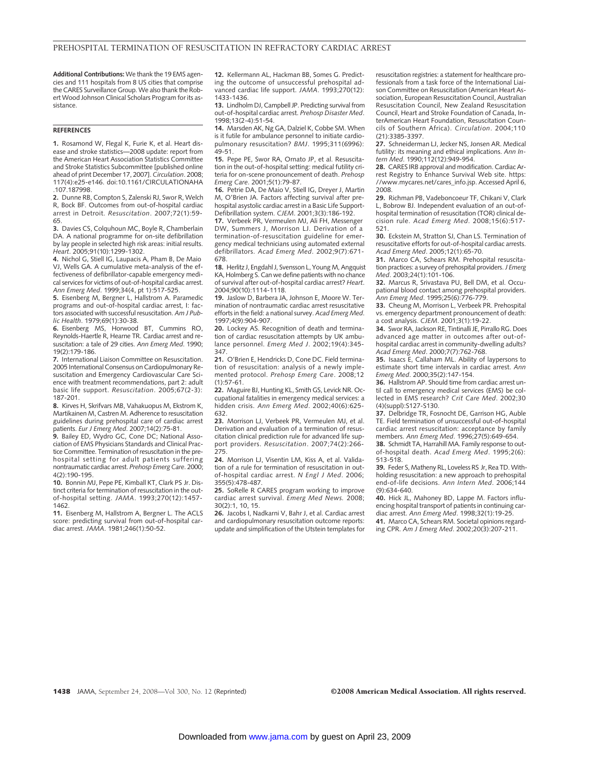**Additional Contributions:** We thank the 19 EMS agencies and 111 hospitals from 8 US cities that comprise the CARES Surveillance Group. We also thank the Robert Wood Johnson Clinical Scholars Program for its assistance.

## REFERENCES

**1.** Rosamond W, Flegal K, Furie K, et al. Heart disease and stroke statistics—2008 update: report from the American Heart Association Statistics Committee and Stroke Statistics Subcommittee [published online ahead of print December 17, 2007]. *Circulation*. 2008; 117(4):e25-e146. doi:10.1161/CIRCULATIONAHA.107.187998.

**2.** Dunne RB, Compton S, Zalenski RJ, Swor R, Welch R, Bock BF. Outcomes from out-of-hospital cardiac arrest in Detroit. *Resuscitation*. 2007;72(1):59-65.

**3.** Davies CS, Colquhoun MC, Boyle R, Chamberlain DA. A national programme for on-site defibrillation by lay people in selected high risk areas: initial results. *Heart*. 2005;91(10):1299-1302.

**4.** Nichol G, Stiell IG, Laupacis A, Pham B, De Maio VJ, Wells GA. A cumulative meta-analysis of the effectiveness of defibrillator-capable emergency medical services for victims of out-of-hospital cardiac arrest. *Ann Emerg Med*. 1999;34(4, pt 1):517-525.

**5.** Eisenberg M, Bergner L, Hallstrom A. Paramedic programs and out-of-hospital cardiac arrest, I: factors associated with successful resuscitation. *Am J Public Health*. 1979;69(1):30-38.

**6.** Eisenberg MS, Horwood BT, Cummins RO, Reynolds-Haertle R, Hearne TR. Cardiac arrest and resuscitation: a tale of 29 cities. *Ann Emerg Med*. 1990; 19(2):179-186.

**7.** International Liaison Committee on Resuscitation. 2005 International Consensus on Cardiopulmonary Resuscitation and Emergency Cardiovascular Care Science with treatment recommendations, part 2: adult basic life support. *Resuscitation*. 2005;67(2-3): 187-201.

**8.** Kirves H, Skrifvars MB, Vahakuopus M, Ekstrom K, Martikainen M, Castren M. Adherence to resuscitation guidelines during prehospital care of cardiac arrest patients. *Eur J Emerg Med*. 2007;14(2):75-81.

**9.** Bailey ED, Wydro GC, Cone DC; National Association of EMS Physicians Standards and Clinical Practice Committee. Termination of resuscitation in the prehospital setting for adult patients suffering nontraumatic cardiac arrest. *Prehosp Emerg Care*. 2000; 4(2):190-195.

**10.** Bonnin MJ, Pepe PE, Kimball KT, Clark PS Jr. Distinct criteria for termination of resuscitation in the out-of-hospital setting. *JAMA*. 1993;270(12):1457-1462.

**11.** Eisenberg M, Hallstrom A, Bergner L. The ACLS score: predicting survival from out-of-hospital cardiac arrest. *JAMA*. 1981;246(1):50-52.

**12.** Kellermann AL, Hackman BB, Somes G. Predicting the outcome of unsuccessful prehospital advanced cardiac life support. *JAMA*. 1993;270(12): 1433-1436.

**13.** Lindholm DJ, Campbell JP. Predicting survival from out-of-hospital cardiac arrest. *Prehosp Disaster Med*. 1998;13(2-4):51-54.

**14.** Marsden AK, Ng GA, Dalziel K, Cobbe SM. When is it futile for ambulance personnel to initiate cardiopulmonary resuscitation? *BMJ*. 1995;311(6996): 49-51.

**15.** Pepe PE, Swor RA, Ornato JP, et al. Resuscitation in the out-of-hospital setting: medical futility criteria for on-scene pronouncement of death. *Prehosp Emerg Care*. 2001;5(1):79-87.

**16.** Petrie DA, De Maio V, Stiell IG, Dreyer J, Martin M, O'Brien JA. Factors affecting survival after prehospital asystolic cardiac arrest in a Basic Life Support-Defibrillation system. *CJEM*. 2001;3(3):186-192.

**17.** Verbeek PR, Vermeulen MJ, Ali FH, Messenger DW, Summers J, Morrison LJ. Derivation of a termination-of-resuscitation guideline for emergency medical technicians using automated external defibrillators. *Acad Emerg Med*. 2002;9(7):671-678.

**18.** Herlitz J, Engdahl J, Svensson L, Young M, Angquist KA, Holmberg S. Can we define patients with no chance of survival after out-of-hospital cardiac arrest? *Heart*. 2004;90(10):1114-1118.

**19.** Jaslow D, Barbera JA, Johnson E, Moore W. Termination of nontraumatic cardiac arrest resuscitative efforts in the field: a national survey. *Acad Emerg Med*. 1997;4(9):904-907.

**20.** Lockey AS. Recognition of death and termination of cardiac resuscitation attempts by UK ambulance personnel. *Emerg Med J*. 2002;19(4):345-347.

**21.** O'Brien E, Hendricks D, Cone DC. Field termination of resuscitation: analysis of a newly implemented protocol. *Prehosp Emerg Care*. 2008;12 (1):57-61.

**22.** Maguire BJ, Hunting KL, Smith GS, Levick NR. Occupational fatalities in emergency medical services: a hidden crisis. *Ann Emerg Med*. 2002;40(6):625-632.

**23.** Morrison LJ, Verbeek PR, Vermeulen MJ, et al. Derivation and evaluation of a termination of resuscitation clinical prediction rule for advanced life support providers. *Resuscitation*. 2007;74(2):266-275.

**24.** Morrison LJ, Visentin LM, Kiss A, et al. Validation of a rule for termination of resuscitation in out-of-hospital cardiac arrest. *N Engl J Med*. 2006; 355(5):478-487.

**25.** SoRelle R CARES program working to improve cardiac arrest survival. *Emerg Med News*. 2008; 30(2):1, 10, 15.

**26.** Jacobs I, Nadkarni V, Bahr J, et al. Cardiac arrest and cardiopulmonary resuscitation outcome reports: update and simplification of the Utstein templates for resuscitation registries: a statement for healthcare professionals from a task force of the International Liaison Committee on Resuscitation (American Heart Association, European Resuscitation Council, Australian Resuscitation Council, New Zealand Resuscitation Council, Heart and Stroke Foundation of Canada, InterAmerican Heart Foundation, Resuscitation Councils of Southern Africa). *Circulation*. 2004;110 (21):3385-3397.

**27.** Schneiderman LJ, Jecker NS, Jonsen AR. Medical futility: its meaning and ethical implications. *Ann Intern Med*. 1990;112(12):949-954.

**28.** CARES IRB approval and modification. Cardiac Arrest Registry to Enhance Survival Web site. https://www.mycares.net/cares_info.jsp. Accessed April 6, 2008.

**29.** Richman PB, Vadeboncoeur TF, Chikani V, Clark L, Bobrow BJ. Independent evaluation of an out-of-hospital termination of resuscitation (TOR) clinical decision rule. *Acad Emerg Med*. 2008;15(6):517-521.

**30.** Eckstein M, Stratton SJ, Chan LS. Termination of resuscitative efforts for out-of-hospital cardiac arrests. *Acad Emerg Med*. 2005;12(1):65-70.

**31.** Marco CA, Schears RM. Prehospital resuscitation practices: a survey of prehospital providers. *J Emerg Med*. 2003;24(1):101-106.

**32.** Marcus R, Srivastava PU, Bell DM, et al. Occupational blood contact among prehospital providers. *Ann Emerg Med*. 1995;25(6):776-779.

**33.** Cheung M, Morrison L, Verbeek PR. Prehospital vs. emergency department pronouncement of death: a cost analysis. *CJEM*. 2001;3(1):19-22.

**34.** Swor RA, Jackson RE, Tintinalli JE, Pirrallo RG. Does advanced age matter in outcomes after out-of-hospital cardiac arrest in community-dwelling adults? *Acad Emerg Med*. 2000;7(7):762-768.

**35.** Isaacs E, Callaham ML. Ability of laypersons to estimate short time intervals in cardiac arrest. *Ann Emerg Med*. 2000;35(2):147-154.

**36.** Hallstrom AP. Should time from cardiac arrest until call to emergency medical services (EMS) be collected in EMS research? *Crit Care Med*. 2002;30 (4)(suppl):S127-S130.

**37.** Delbridge TR, Fosnocht DE, Garrison HG, Auble TE. Field termination of unsuccessful out-of-hospital cardiac arrest resuscitation: acceptance by family members. *Ann Emerg Med*. 1996;27(5):649-654.

**38.** Schmidt TA, Harrahill MA. Family response to out-of-hospital death. *Acad Emerg Med*. 1995;2(6): 513-518.

**39.** Feder S, Matheny RL, Loveless RS Jr, Rea TD. Withholding resuscitation: a new approach to prehospital end-of-life decisions. *Ann Intern Med*. 2006;144 (9):634-640.

**40.** Hick JL, Mahoney BD, Lappe M. Factors influencing hospital transport of patients in continuing cardiac arrest. *Ann Emerg Med*. 1998;32(1):19-25.

**41.** Marco CA, Schears RM. Societal opinions regarding CPR. *Am J Emerg Med*. 2002;20(3):207-211.